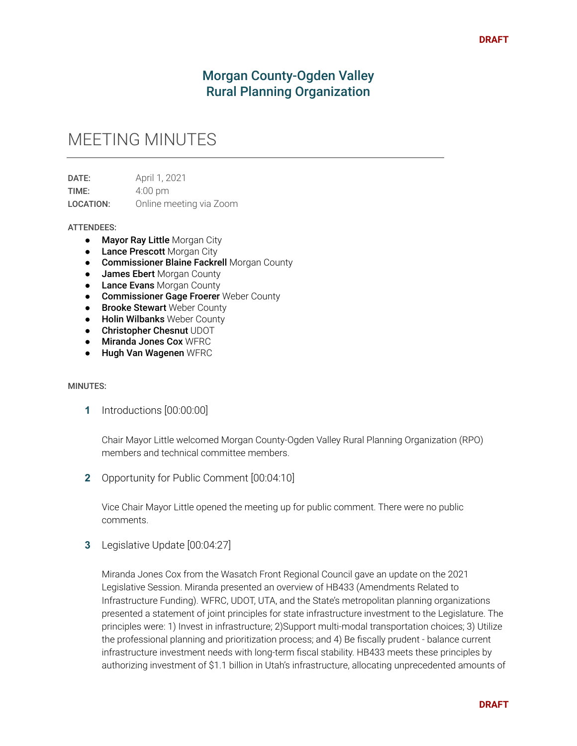DRAFT

# Morgan County-Ogden Valley Rural Planning Organization

## MEETING MINUTES

**DATE:** April 1, 2021
**TIME:** 4:00 pm
**LOCATION:** Online meeting via Zoom

**ATTENDEES:**

- **Mayor Ray Little** Morgan City
- **Lance Prescott** Morgan City
- **Commissioner Blaine Fackrell** Morgan County
- **James Ebert** Morgan County
- **Lance Evans** Morgan County
- **Commissioner Gage Froerer** Weber County
- **Brooke Stewart** Weber County
- **Holin Wilbanks** Weber County
- **Christopher Chesnut** UDOT
- **Miranda Jones Cox** WFRC
- **Hugh Van Wagenen** WFRC

**MINUTES:**

**1** Introductions [00:00:00]

Chair Mayor Little welcomed Morgan County-Ogden Valley Rural Planning Organization (RPO) members and technical committee members.

**2** Opportunity for Public Comment [00:04:10]

Vice Chair Mayor Little opened the meeting up for public comment. There were no public comments.

**3** Legislative Update [00:04:27]

Miranda Jones Cox from the Wasatch Front Regional Council gave an update on the 2021 Legislative Session. Miranda presented an overview of HB433 (Amendments Related to Infrastructure Funding). WFRC, UDOT, UTA, and the State's metropolitan planning organizations presented a statement of joint principles for state infrastructure investment to the Legislature. The principles were: 1) Invest in infrastructure; 2)Support multi-modal transportation choices; 3) Utilize the professional planning and prioritization process; and 4) Be fiscally prudent - balance current infrastructure investment needs with long-term fiscal stability. HB433 meets these principles by authorizing investment of $1.1 billion in Utah's infrastructure, allocating unprecedented amounts of

DRAFT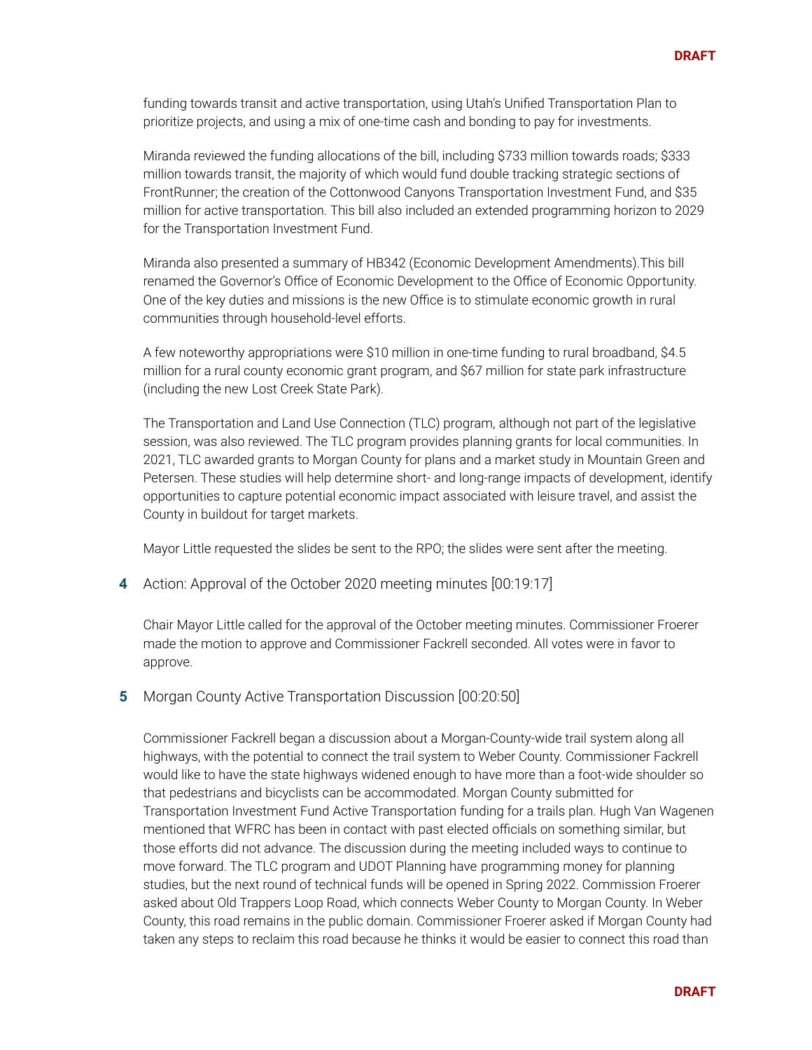funding towards transit and active transportation, using Utah's Unified Transportation Plan to prioritize projects, and using a mix of one-time cash and bonding to pay for investments.

Miranda reviewed the funding allocations of the bill, including $733 million towards roads; $333 million towards transit, the majority of which would fund double tracking strategic sections of FrontRunner; the creation of the Cottonwood Canyons Transportation Investment Fund, and $35 million for active transportation. This bill also included an extended programming horizon to 2029 for the Transportation Investment Fund.

Miranda also presented a summary of HB342 (Economic Development Amendments).This bill renamed the Governor's Office of Economic Development to the Office of Economic Opportunity. One of the key duties and missions is the new Office is to stimulate economic growth in rural communities through household-level efforts.

A few noteworthy appropriations were $10 million in one-time funding to rural broadband, $4.5 million for a rural county economic grant program, and $67 million for state park infrastructure (including the new Lost Creek State Park).

The Transportation and Land Use Connection (TLC) program, although not part of the legislative session, was also reviewed. The TLC program provides planning grants for local communities. In 2021, TLC awarded grants to Morgan County for plans and a market study in Mountain Green and Petersen. These studies will help determine short- and long-range impacts of development, identify opportunities to capture potential economic impact associated with leisure travel, and assist the County in buildout for target markets.

Mayor Little requested the slides be sent to the RPO; the slides were sent after the meeting.

**4** Action: Approval of the October 2020 meeting minutes [00:19:17]

Chair Mayor Little called for the approval of the October meeting minutes. Commissioner Froerer made the motion to approve and Commissioner Fackrell seconded. All votes were in favor to approve.

**5** Morgan County Active Transportation Discussion [00:20:50]

Commissioner Fackrell began a discussion about a Morgan-County-wide trail system along all highways, with the potential to connect the trail system to Weber County. Commissioner Fackrell would like to have the state highways widened enough to have more than a foot-wide shoulder so that pedestrians and bicyclists can be accommodated. Morgan County submitted for Transportation Investment Fund Active Transportation funding for a trails plan. Hugh Van Wagenen mentioned that WFRC has been in contact with past elected officials on something similar, but those efforts did not advance. The discussion during the meeting included ways to continue to move forward. The TLC program and UDOT Planning have programming money for planning studies, but the next round of technical funds will be opened in Spring 2022. Commission Froerer asked about Old Trappers Loop Road, which connects Weber County to Morgan County. In Weber County, this road remains in the public domain. Commissioner Froerer asked if Morgan County had taken any steps to reclaim this road because he thinks it would be easier to connect this road than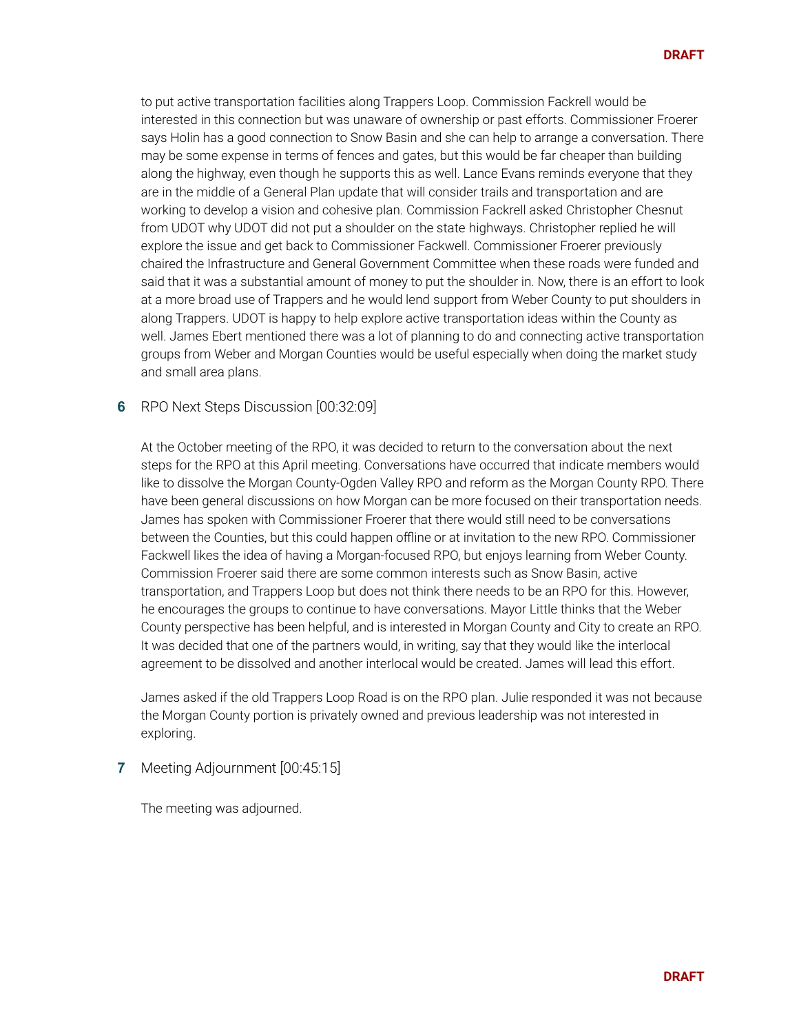to put active transportation facilities along Trappers Loop. Commission Fackrell would be interested in this connection but was unaware of ownership or past efforts. Commissioner Froerer says Holin has a good connection to Snow Basin and she can help to arrange a conversation. There may be some expense in terms of fences and gates, but this would be far cheaper than building along the highway, even though he supports this as well. Lance Evans reminds everyone that they are in the middle of a General Plan update that will consider trails and transportation and are working to develop a vision and cohesive plan. Commission Fackrell asked Christopher Chesnut from UDOT why UDOT did not put a shoulder on the state highways. Christopher replied he will explore the issue and get back to Commissioner Fackwell. Commissioner Froerer previously chaired the Infrastructure and General Government Committee when these roads were funded and said that it was a substantial amount of money to put the shoulder in. Now, there is an effort to look at a more broad use of Trappers and he would lend support from Weber County to put shoulders in along Trappers. UDOT is happy to help explore active transportation ideas within the County as well. James Ebert mentioned there was a lot of planning to do and connecting active transportation groups from Weber and Morgan Counties would be useful especially when doing the market study and small area plans.

## 6 RPO Next Steps Discussion [00:32:09]

At the October meeting of the RPO, it was decided to return to the conversation about the next steps for the RPO at this April meeting. Conversations have occurred that indicate members would like to dissolve the Morgan County-Ogden Valley RPO and reform as the Morgan County RPO. There have been general discussions on how Morgan can be more focused on their transportation needs. James has spoken with Commissioner Froerer that there would still need to be conversations between the Counties, but this could happen offline or at invitation to the new RPO. Commissioner Fackwell likes the idea of having a Morgan-focused RPO, but enjoys learning from Weber County. Commission Froerer said there are some common interests such as Snow Basin, active transportation, and Trappers Loop but does not think there needs to be an RPO for this. However, he encourages the groups to continue to have conversations. Mayor Little thinks that the Weber County perspective has been helpful, and is interested in Morgan County and City to create an RPO. It was decided that one of the partners would, in writing, say that they would like the interlocal agreement to be dissolved and another interlocal would be created. James will lead this effort.

James asked if the old Trappers Loop Road is on the RPO plan. Julie responded it was not because the Morgan County portion is privately owned and previous leadership was not interested in exploring.

## 7 Meeting Adjournment [00:45:15]

The meeting was adjourned.